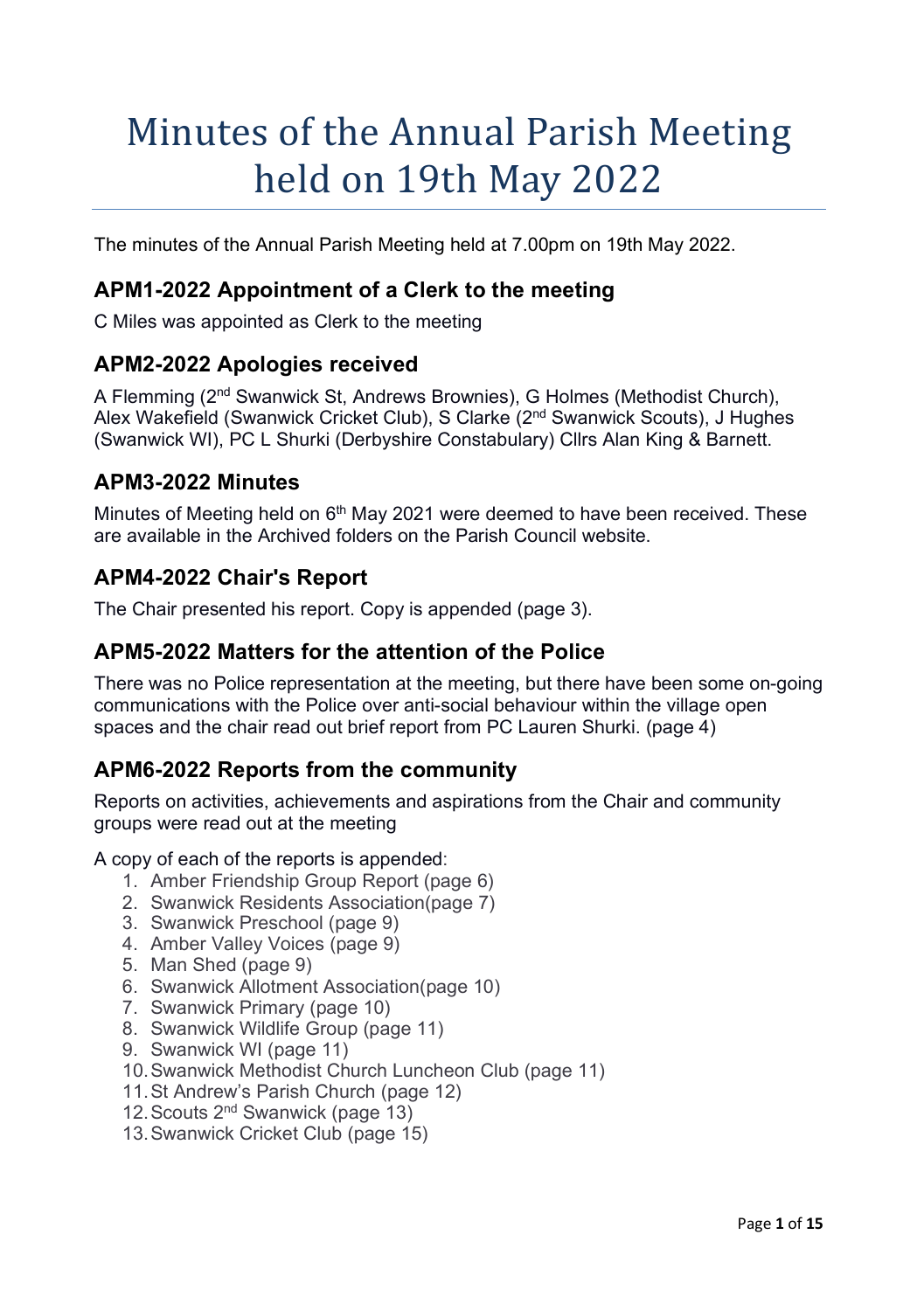# Minutes of the Annual Parish Meeting held on 19th May 2022

The minutes of the Annual Parish Meeting held at 7.00pm on 19th May 2022.

## APM1-2022 Appointment of a Clerk to the meeting

C Miles was appointed as Clerk to the meeting

## APM2-2022 Apologies received

A Flemming (2nd Swanwick St, Andrews Brownies), G Holmes (Methodist Church), Alex Wakefield (Swanwick Cricket Club), S Clarke (2nd Swanwick Scouts), J Hughes (Swanwick WI), PC L Shurki (Derbyshire Constabulary) Cllrs Alan King & Barnett.

## APM3-2022 Minutes

Minutes of Meeting held on 6th May 2021 were deemed to have been received. These are available in the Archived folders on the Parish Council website.

## APM4-2022 Chair's Report

The Chair presented his report. Copy is appended (page 3).

## APM5-2022 Matters for the attention of the Police

There was no Police representation at the meeting, but there have been some on-going communications with the Police over anti-social behaviour within the village open spaces and the chair read out brief report from PC Lauren Shurki. (page 4)

## APM6-2022 Reports from the community

Reports on activities, achievements and aspirations from the Chair and community groups were read out at the meeting

A copy of each of the reports is appended:

1. Amber Friendship Group Report (page 6)
2. Swanwick Residents Association(page 7)
3. Swanwick Preschool (page 9)
4. Amber Valley Voices (page 9)
5. Man Shed (page 9)
6. Swanwick Allotment Association(page 10)
7. Swanwick Primary (page 10)
8. Swanwick Wildlife Group (page 11)
9. Swanwick WI (page 11)
10. Swanwick Methodist Church Luncheon Club (page 11)
11. St Andrew's Parish Church (page 12)
12. Scouts 2nd Swanwick (page 13)
13. Swanwick Cricket Club (page 15)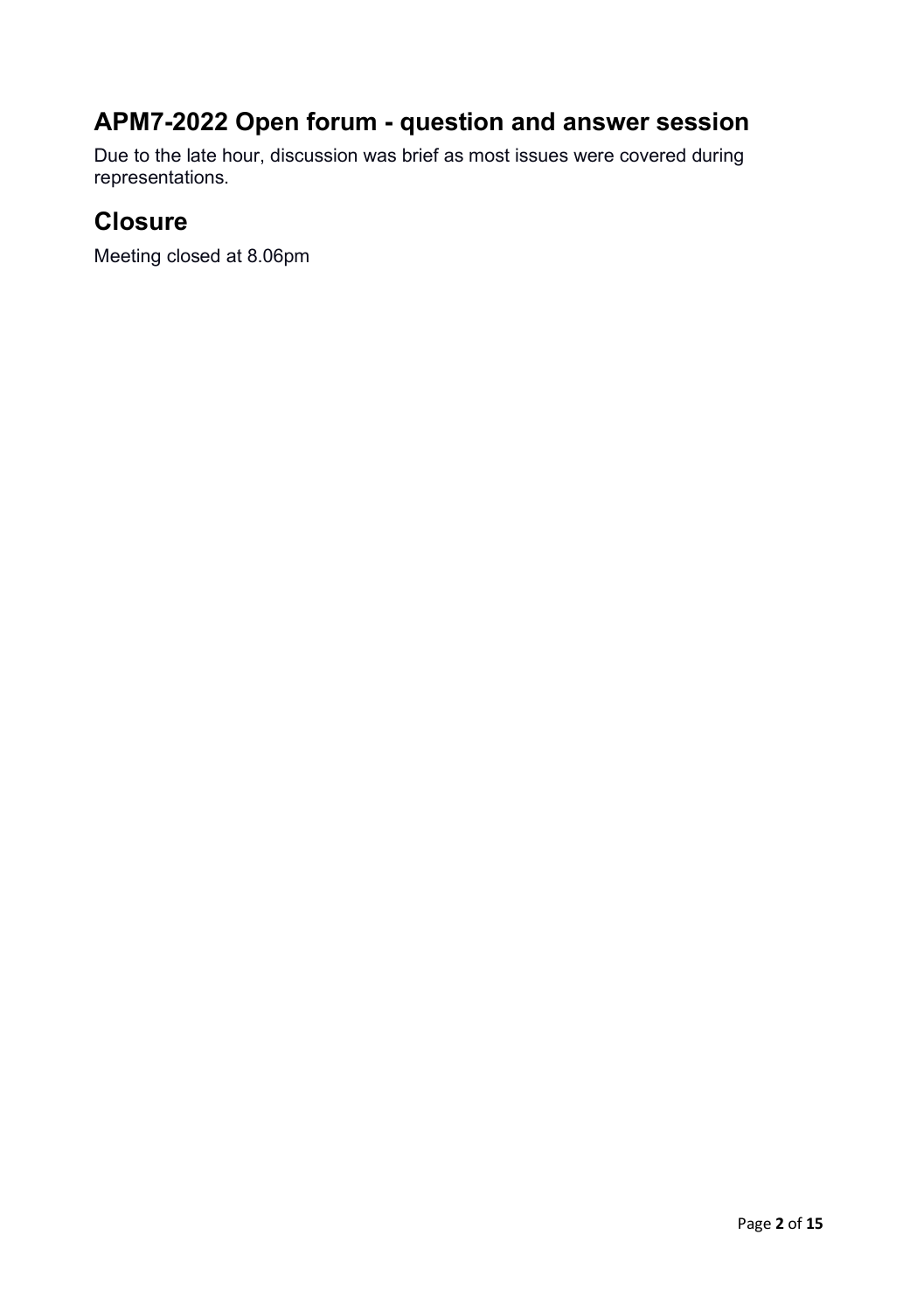## APM7-2022 Open forum - question and answer session

Due to the late hour, discussion was brief as most issues were covered during representations.

## Closure

Meeting closed at 8.06pm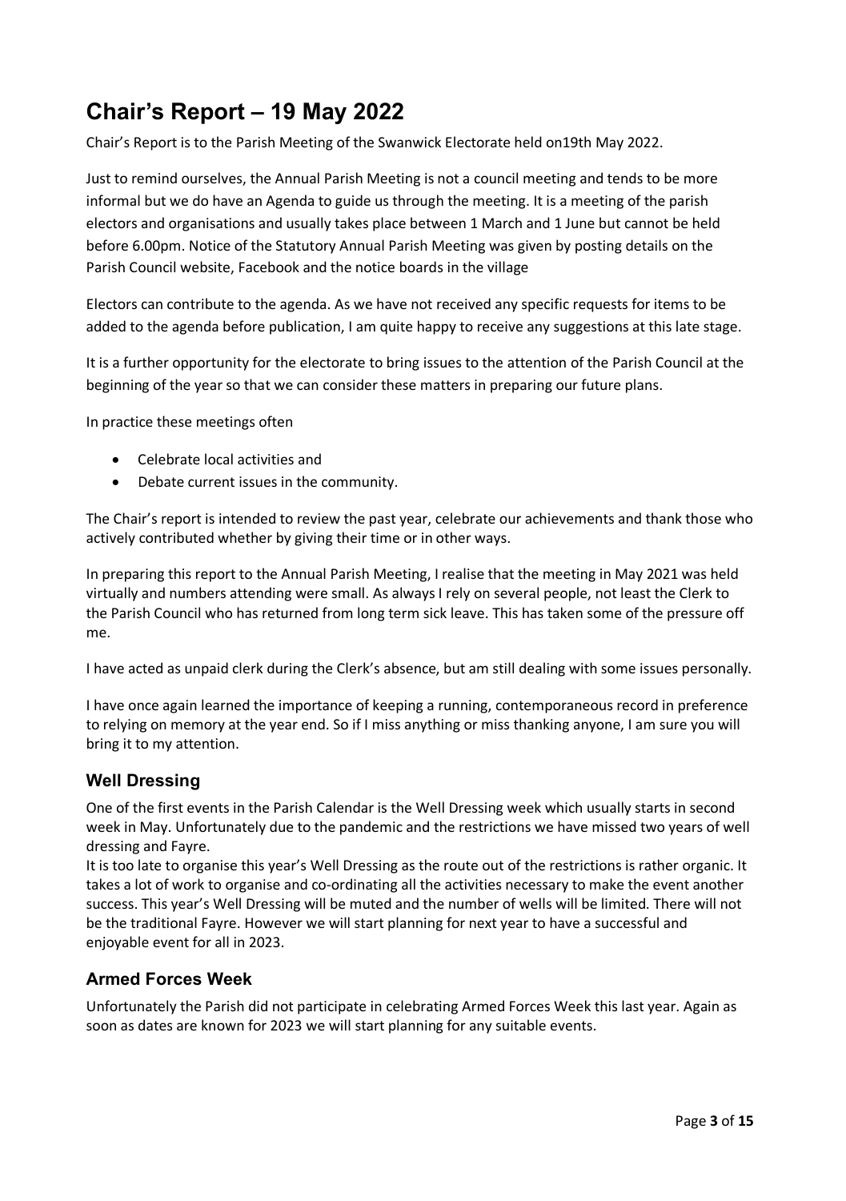# Chair's Report – 19 May 2022

Chair's Report is to the Parish Meeting of the Swanwick Electorate held on19th May 2022.

Just to remind ourselves, the Annual Parish Meeting is not a council meeting and tends to be more informal but we do have an Agenda to guide us through the meeting. It is a meeting of the parish electors and organisations and usually takes place between 1 March and 1 June but cannot be held before 6.00pm. Notice of the Statutory Annual Parish Meeting was given by posting details on the Parish Council website, Facebook and the notice boards in the village

Electors can contribute to the agenda. As we have not received any specific requests for items to be added to the agenda before publication, I am quite happy to receive any suggestions at this late stage.

It is a further opportunity for the electorate to bring issues to the attention of the Parish Council at the beginning of the year so that we can consider these matters in preparing our future plans.

In practice these meetings often

- Celebrate local activities and
- Debate current issues in the community.

The Chair's report is intended to review the past year, celebrate our achievements and thank those who actively contributed whether by giving their time or in other ways.

In preparing this report to the Annual Parish Meeting, I realise that the meeting in May 2021 was held virtually and numbers attending were small. As always I rely on several people, not least the Clerk to the Parish Council who has returned from long term sick leave. This has taken some of the pressure off me.

I have acted as unpaid clerk during the Clerk's absence, but am still dealing with some issues personally.

I have once again learned the importance of keeping a running, contemporaneous record in preference to relying on memory at the year end. So if I miss anything or miss thanking anyone, I am sure you will bring it to my attention.

## Well Dressing

One of the first events in the Parish Calendar is the Well Dressing week which usually starts in second week in May. Unfortunately due to the pandemic and the restrictions we have missed two years of well dressing and Fayre.

It is too late to organise this year's Well Dressing as the route out of the restrictions is rather organic. It takes a lot of work to organise and co-ordinating all the activities necessary to make the event another success. This year's Well Dressing will be muted and the number of wells will be limited. There will not be the traditional Fayre. However we will start planning for next year to have a successful and enjoyable event for all in 2023.

## Armed Forces Week

Unfortunately the Parish did not participate in celebrating Armed Forces Week this last year. Again as soon as dates are known for 2023 we will start planning for any suitable events.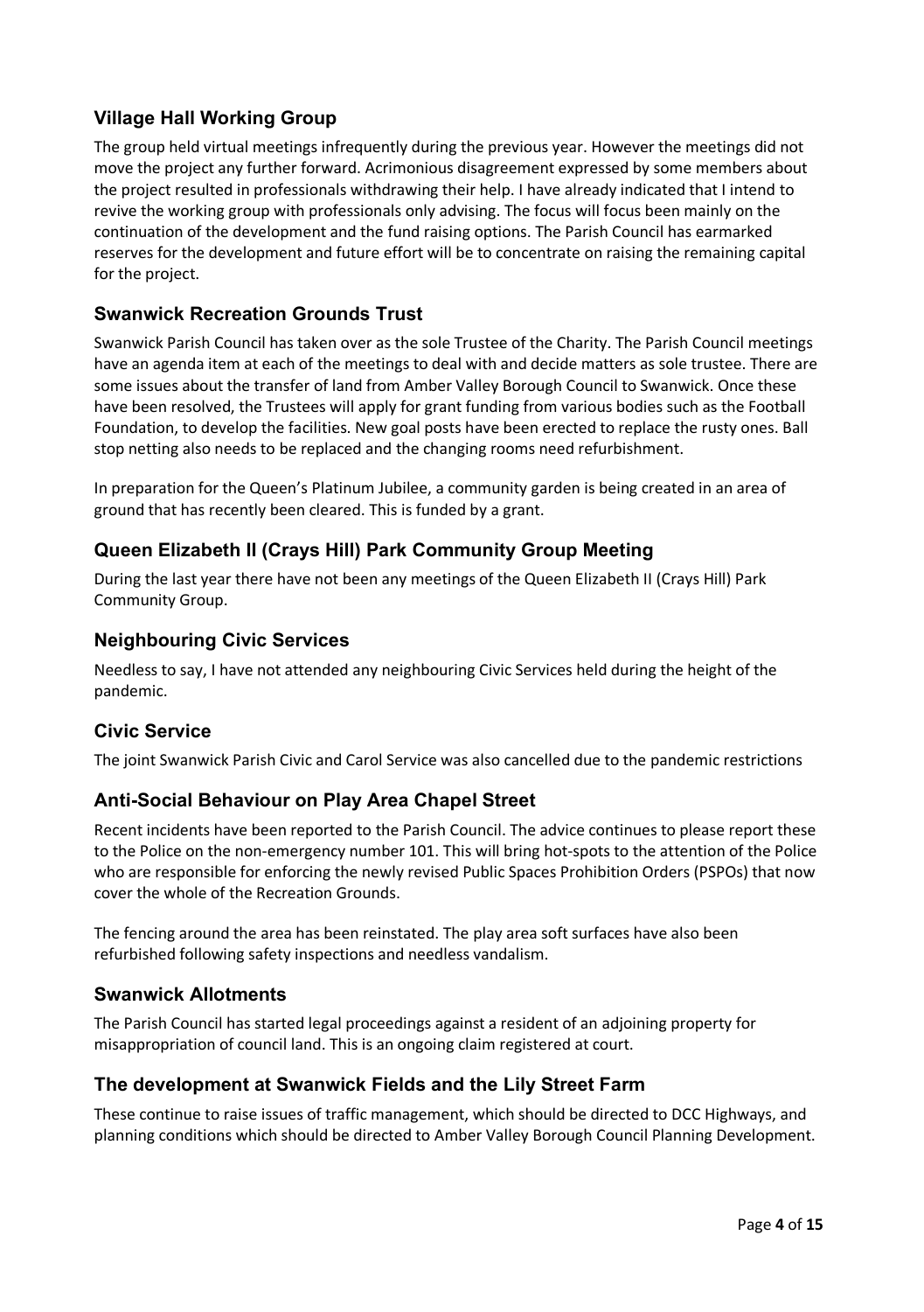## Village Hall Working Group

The group held virtual meetings infrequently during the previous year. However the meetings did not move the project any further forward. Acrimonious disagreement expressed by some members about the project resulted in professionals withdrawing their help. I have already indicated that I intend to revive the working group with professionals only advising. The focus will focus been mainly on the continuation of the development and the fund raising options. The Parish Council has earmarked reserves for the development and future effort will be to concentrate on raising the remaining capital for the project.

## Swanwick Recreation Grounds Trust

Swanwick Parish Council has taken over as the sole Trustee of the Charity. The Parish Council meetings have an agenda item at each of the meetings to deal with and decide matters as sole trustee. There are some issues about the transfer of land from Amber Valley Borough Council to Swanwick. Once these have been resolved, the Trustees will apply for grant funding from various bodies such as the Football Foundation, to develop the facilities. New goal posts have been erected to replace the rusty ones. Ball stop netting also needs to be replaced and the changing rooms need refurbishment.

In preparation for the Queen's Platinum Jubilee, a community garden is being created in an area of ground that has recently been cleared. This is funded by a grant.

## Queen Elizabeth II (Crays Hill) Park Community Group Meeting

During the last year there have not been any meetings of the Queen Elizabeth II (Crays Hill) Park Community Group.

## Neighbouring Civic Services

Needless to say, I have not attended any neighbouring Civic Services held during the height of the pandemic.

## Civic Service

The joint Swanwick Parish Civic and Carol Service was also cancelled due to the pandemic restrictions

## Anti-Social Behaviour on Play Area Chapel Street

Recent incidents have been reported to the Parish Council. The advice continues to please report these to the Police on the non-emergency number 101. This will bring hot-spots to the attention of the Police who are responsible for enforcing the newly revised Public Spaces Prohibition Orders (PSPOs) that now cover the whole of the Recreation Grounds.

The fencing around the area has been reinstated. The play area soft surfaces have also been refurbished following safety inspections and needless vandalism.

## Swanwick Allotments

The Parish Council has started legal proceedings against a resident of an adjoining property for misappropriation of council land. This is an ongoing claim registered at court.

## The development at Swanwick Fields and the Lily Street Farm

These continue to raise issues of traffic management, which should be directed to DCC Highways, and planning conditions which should be directed to Amber Valley Borough Council Planning Development.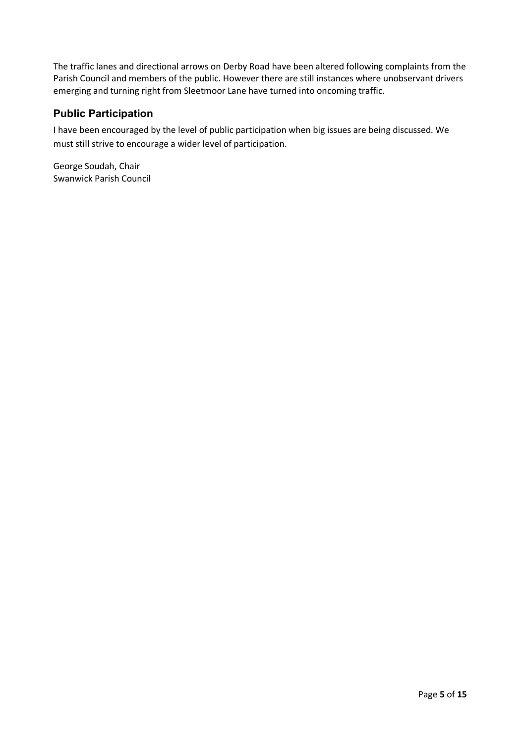The traffic lanes and directional arrows on Derby Road have been altered following complaints from the Parish Council and members of the public. However there are still instances where unobservant drivers emerging and turning right from Sleetmoor Lane have turned into oncoming traffic.

## Public Participation

I have been encouraged by the level of public participation when big issues are being discussed. We must still strive to encourage a wider level of participation.

George Soudah, Chair
Swanwick Parish Council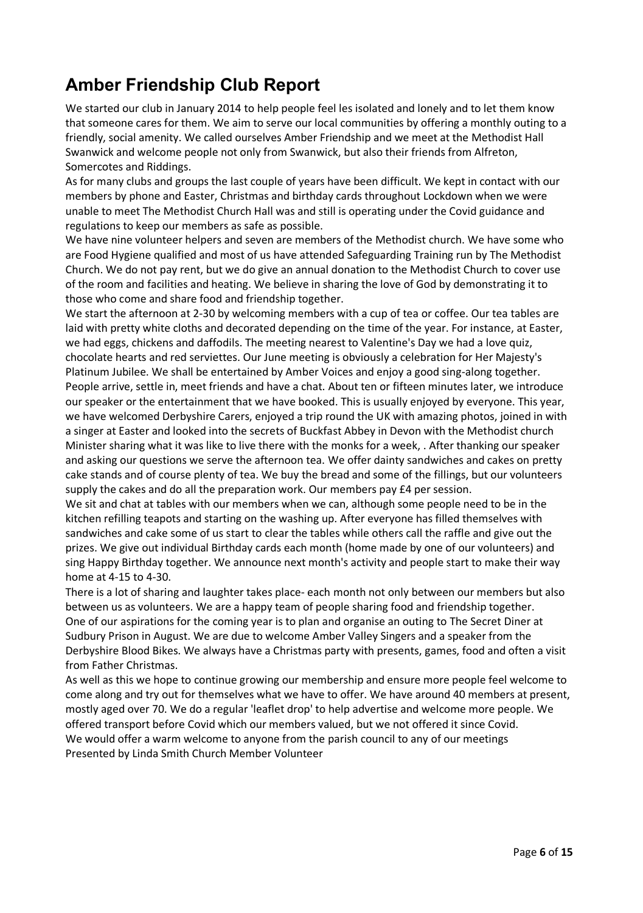# Amber Friendship Club Report

We started our club in January 2014 to help people feel les isolated and lonely and to let them know that someone cares for them. We aim to serve our local communities by offering a monthly outing to a friendly, social amenity. We called ourselves Amber Friendship and we meet at the Methodist Hall Swanwick and welcome people not only from Swanwick, but also their friends from Alfreton, Somercotes and Riddings.

As for many clubs and groups the last couple of years have been difficult. We kept in contact with our members by phone and Easter, Christmas and birthday cards throughout Lockdown when we were unable to meet The Methodist Church Hall was and still is operating under the Covid guidance and regulations to keep our members as safe as possible.

We have nine volunteer helpers and seven are members of the Methodist church. We have some who are Food Hygiene qualified and most of us have attended Safeguarding Training run by The Methodist Church. We do not pay rent, but we do give an annual donation to the Methodist Church to cover use of the room and facilities and heating. We believe in sharing the love of God by demonstrating it to those who come and share food and friendship together.

We start the afternoon at 2-30 by welcoming members with a cup of tea or coffee. Our tea tables are laid with pretty white cloths and decorated depending on the time of the year. For instance, at Easter, we had eggs, chickens and daffodils. The meeting nearest to Valentine's Day we had a love quiz, chocolate hearts and red serviettes. Our June meeting is obviously a celebration for Her Majesty's Platinum Jubilee. We shall be entertained by Amber Voices and enjoy a good sing-along together.

People arrive, settle in, meet friends and have a chat. About ten or fifteen minutes later, we introduce our speaker or the entertainment that we have booked. This is usually enjoyed by everyone. This year, we have welcomed Derbyshire Carers, enjoyed a trip round the UK with amazing photos, joined in with a singer at Easter and looked into the secrets of Buckfast Abbey in Devon with the Methodist church Minister sharing what it was like to live there with the monks for a week, . After thanking our speaker and asking our questions we serve the afternoon tea. We offer dainty sandwiches and cakes on pretty cake stands and of course plenty of tea. We buy the bread and some of the fillings, but our volunteers supply the cakes and do all the preparation work. Our members pay £4 per session.

We sit and chat at tables with our members when we can, although some people need to be in the kitchen refilling teapots and starting on the washing up. After everyone has filled themselves with sandwiches and cake some of us start to clear the tables while others call the raffle and give out the prizes. We give out individual Birthday cards each month (home made by one of our volunteers) and sing Happy Birthday together. We announce next month's activity and people start to make their way home at 4-15 to 4-30.

There is a lot of sharing and laughter takes place- each month not only between our members but also between us as volunteers. We are a happy team of people sharing food and friendship together.

One of our aspirations for the coming year is to plan and organise an outing to The Secret Diner at Sudbury Prison in August. We are due to welcome Amber Valley Singers and a speaker from the Derbyshire Blood Bikes. We always have a Christmas party with presents, games, food and often a visit from Father Christmas.

As well as this we hope to continue growing our membership and ensure more people feel welcome to come along and try out for themselves what we have to offer. We have around 40 members at present, mostly aged over 70. We do a regular 'leaflet drop' to help advertise and welcome more people. We offered transport before Covid which our members valued, but we not offered it since Covid.

We would offer a warm welcome to anyone from the parish council to any of our meetings

Presented by Linda Smith Church Member Volunteer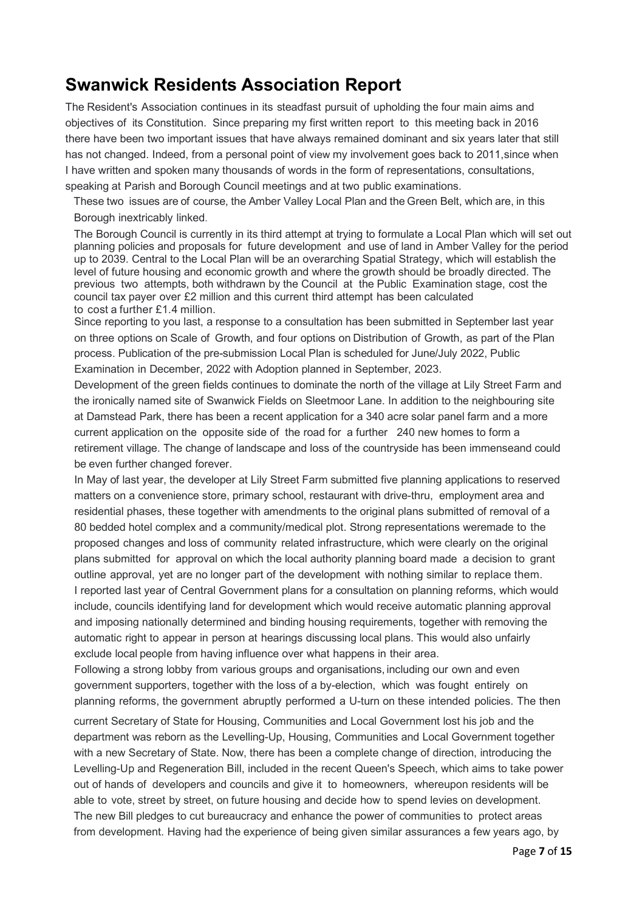# Swanwick Residents Association Report

The Resident's Association continues in its steadfast pursuit of upholding the four main aims and objectives of its Constitution. Since preparing my first written report to this meeting back in 2016 there have been two important issues that have always remained dominant and six years later that still has not changed. Indeed, from a personal point of view my involvement goes back to 2011,since when I have written and spoken many thousands of words in the form of representations, consultations, speaking at Parish and Borough Council meetings and at two public examinations.

These two issues are of course, the Amber Valley Local Plan and the Green Belt, which are, in this Borough inextricably linked.

The Borough Council is currently in its third attempt at trying to formulate a Local Plan which will set out planning policies and proposals for future development and use of land in Amber Valley for the period up to 2039. Central to the Local Plan will be an overarching Spatial Strategy, which will establish the level of future housing and economic growth and where the growth should be broadly directed. The previous two attempts, both withdrawn by the Council at the Public Examination stage, cost the council tax payer over £2 million and this current third attempt has been calculated to cost a further £1.4 million.

Since reporting to you last, a response to a consultation has been submitted in September last year on three options on Scale of Growth, and four options on Distribution of Growth, as part of the Plan process. Publication of the pre-submission Local Plan is scheduled for June/July 2022, Public Examination in December, 2022 with Adoption planned in September, 2023.

Development of the green fields continues to dominate the north of the village at Lily Street Farm and the ironically named site of Swanwick Fields on Sleetmoor Lane. In addition to the neighbouring site at Damstead Park, there has been a recent application for a 340 acre solar panel farm and a more current application on the opposite side of the road for a further 240 new homes to form a retirement village. The change of landscape and loss of the countryside has been immenseand could be even further changed forever.

In May of last year, the developer at Lily Street Farm submitted five planning applications to reserved matters on a convenience store, primary school, restaurant with drive-thru, employment area and residential phases, these together with amendments to the original plans submitted of removal of a 80 bedded hotel complex and a community/medical plot. Strong representations weremade to the proposed changes and loss of community related infrastructure, which were clearly on the original plans submitted for approval on which the local authority planning board made a decision to grant outline approval, yet are no longer part of the development with nothing similar to replace them.

I reported last year of Central Government plans for a consultation on planning reforms, which would include, councils identifying land for development which would receive automatic planning approval and imposing nationally determined and binding housing requirements, together with removing the automatic right to appear in person at hearings discussing local plans. This would also unfairly exclude local people from having influence over what happens in their area.

Following a strong lobby from various groups and organisations, including our own and even government supporters, together with the loss of a by-election, which was fought entirely on planning reforms, the government abruptly performed a U-turn on these intended policies. The then current Secretary of State for Housing, Communities and Local Government lost his job and the department was reborn as the Levelling-Up, Housing, Communities and Local Government together with a new Secretary of State. Now, there has been a complete change of direction, introducing the Levelling-Up and Regeneration Bill, included in the recent Queen's Speech, which aims to take power out of hands of developers and councils and give it to homeowners, whereupon residents will be able to vote, street by street, on future housing and decide how to spend levies on development. The new Bill pledges to cut bureaucracy and enhance the power of communities to protect areas from development. Having had the experience of being given similar assurances a few years ago, by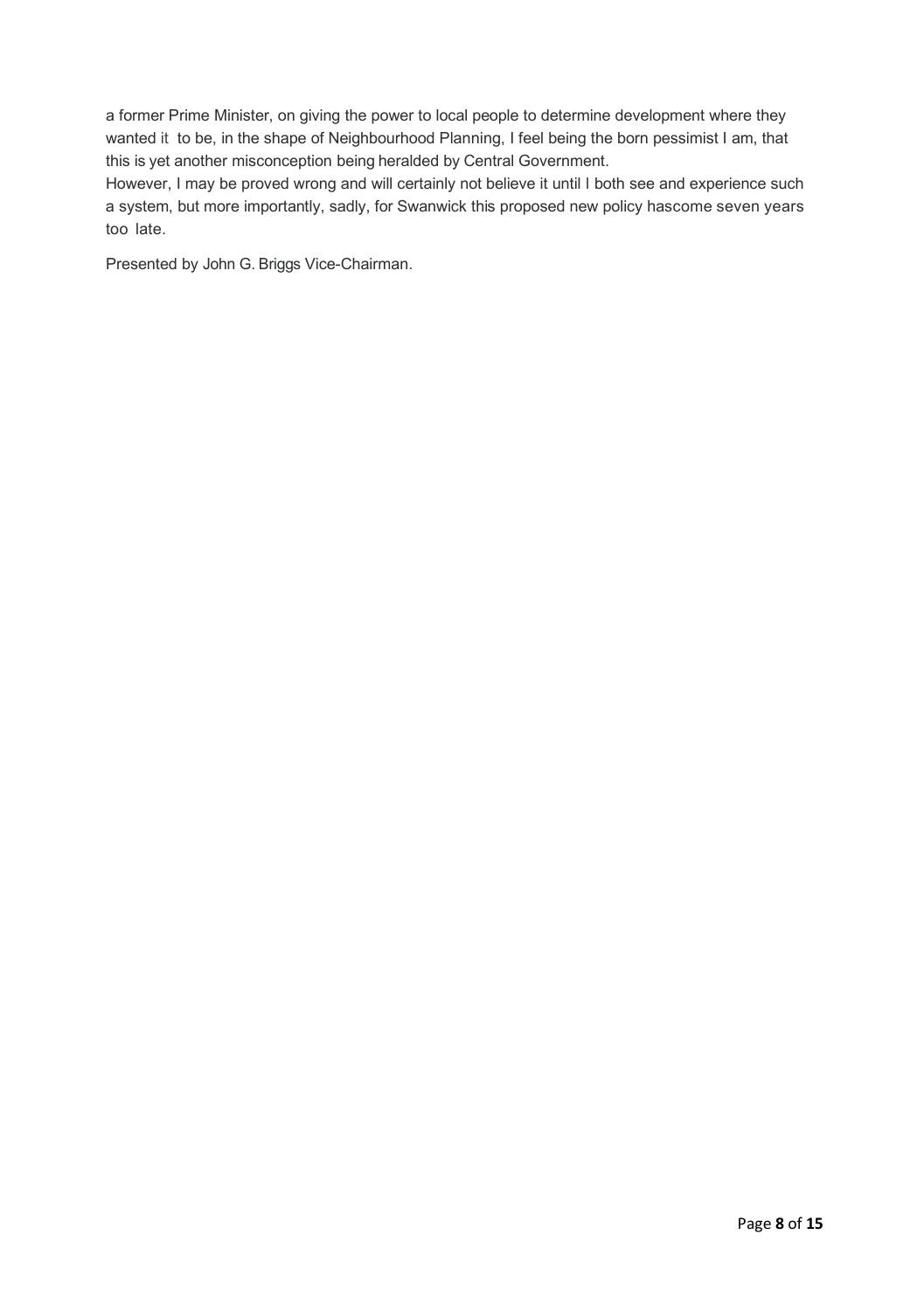a former Prime Minister, on giving the power to local people to determine development where they wanted it to be, in the shape of Neighbourhood Planning, I feel being the born pessimist I am, that this is yet another misconception being heralded by Central Government.

However, I may be proved wrong and will certainly not believe it until I both see and experience such a system, but more importantly, sadly, for Swanwick this proposed new policy hascome seven years too late.

Presented by John G. Briggs Vice-Chairman.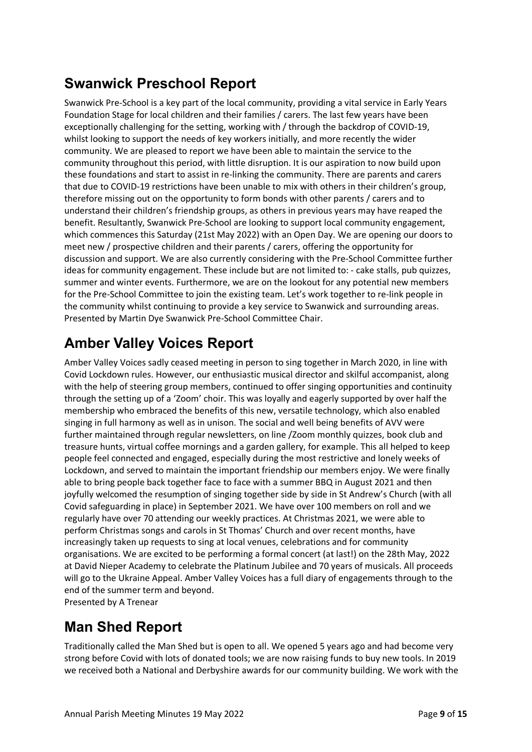## Swanwick Preschool Report

Swanwick Pre-School is a key part of the local community, providing a vital service in Early Years Foundation Stage for local children and their families / carers. The last few years have been exceptionally challenging for the setting, working with / through the backdrop of COVID-19, whilst looking to support the needs of key workers initially, and more recently the wider community. We are pleased to report we have been able to maintain the service to the community throughout this period, with little disruption. It is our aspiration to now build upon these foundations and start to assist in re-linking the community. There are parents and carers that due to COVID-19 restrictions have been unable to mix with others in their children's group, therefore missing out on the opportunity to form bonds with other parents / carers and to understand their children's friendship groups, as others in previous years may have reaped the benefit. Resultantly, Swanwick Pre-School are looking to support local community engagement, which commences this Saturday (21st May 2022) with an Open Day. We are opening our doors to meet new / prospective children and their parents / carers, offering the opportunity for discussion and support. We are also currently considering with the Pre-School Committee further ideas for community engagement. These include but are not limited to: - cake stalls, pub quizzes, summer and winter events. Furthermore, we are on the lookout for any potential new members for the Pre-School Committee to join the existing team. Let's work together to re-link people in the community whilst continuing to provide a key service to Swanwick and surrounding areas. Presented by Martin Dye Swanwick Pre-School Committee Chair.

## Amber Valley Voices Report

Amber Valley Voices sadly ceased meeting in person to sing together in March 2020, in line with Covid Lockdown rules. However, our enthusiastic musical director and skilful accompanist, along with the help of steering group members, continued to offer singing opportunities and continuity through the setting up of a 'Zoom' choir. This was loyally and eagerly supported by over half the membership who embraced the benefits of this new, versatile technology, which also enabled singing in full harmony as well as in unison. The social and well being benefits of AVV were further maintained through regular newsletters, on line /Zoom monthly quizzes, book club and treasure hunts, virtual coffee mornings and a garden gallery, for example. This all helped to keep people feel connected and engaged, especially during the most restrictive and lonely weeks of Lockdown, and served to maintain the important friendship our members enjoy. We were finally able to bring people back together face to face with a summer BBQ in August 2021 and then joyfully welcomed the resumption of singing together side by side in St Andrew's Church (with all Covid safeguarding in place) in September 2021. We have over 100 members on roll and we regularly have over 70 attending our weekly practices. At Christmas 2021, we were able to perform Christmas songs and carols in St Thomas' Church and over recent months, have increasingly taken up requests to sing at local venues, celebrations and for community organisations. We are excited to be performing a formal concert (at last!) on the 28th May, 2022 at David Nieper Academy to celebrate the Platinum Jubilee and 70 years of musicals. All proceeds will go to the Ukraine Appeal. Amber Valley Voices has a full diary of engagements through to the end of the summer term and beyond.
Presented by A Trenear

## Man Shed Report

Traditionally called the Man Shed but is open to all. We opened 5 years ago and had become very strong before Covid with lots of donated tools; we are now raising funds to buy new tools. In 2019 we received both a National and Derbyshire awards for our community building. We work with the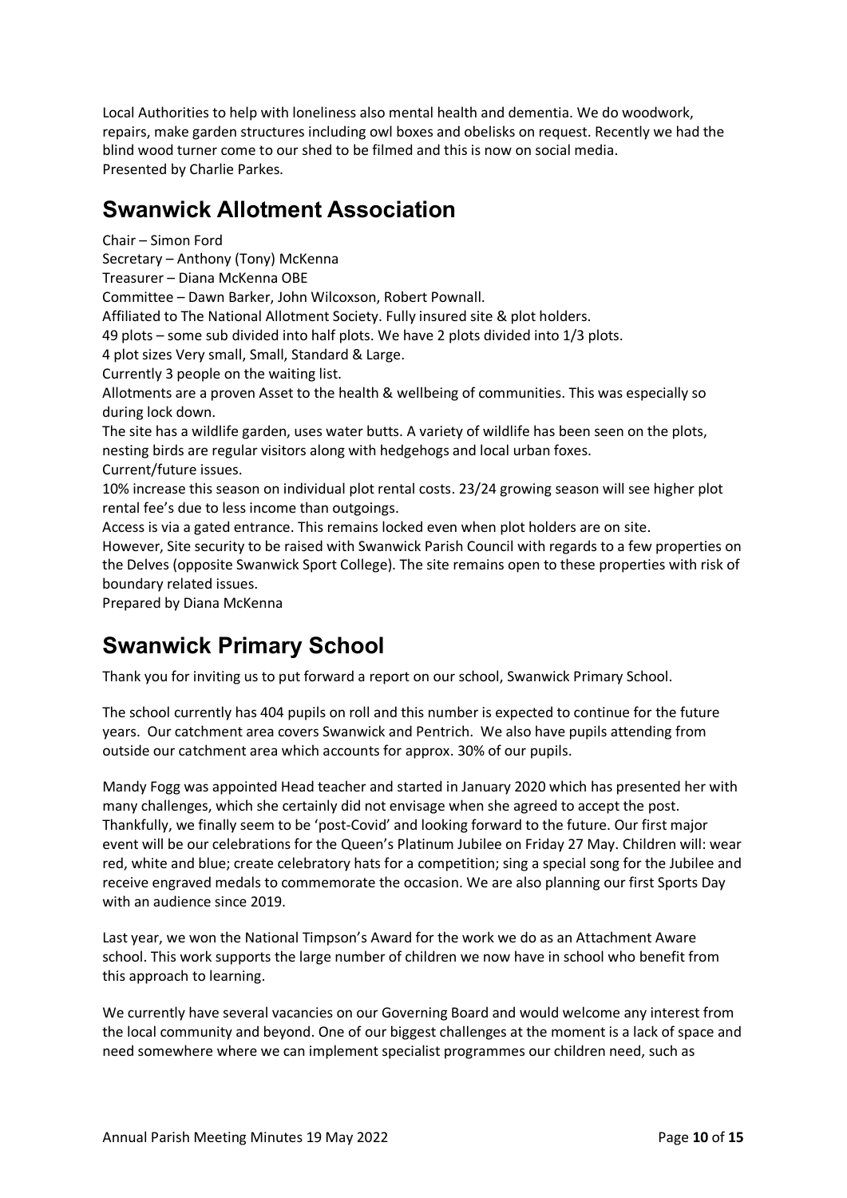Local Authorities to help with loneliness also mental health and dementia. We do woodwork, repairs, make garden structures including owl boxes and obelisks on request. Recently we had the blind wood turner come to our shed to be filmed and this is now on social media.
Presented by Charlie Parkes.

## Swanwick Allotment Association

Chair – Simon Ford
Secretary – Anthony (Tony) McKenna
Treasurer – Diana McKenna OBE
Committee – Dawn Barker, John Wilcoxson, Robert Pownall.
Affiliated to The National Allotment Society. Fully insured site & plot holders.
49 plots – some sub divided into half plots. We have 2 plots divided into 1/3 plots.
4 plot sizes Very small, Small, Standard & Large.
Currently 3 people on the waiting list.
Allotments are a proven Asset to the health & wellbeing of communities. This was especially so during lock down.
The site has a wildlife garden, uses water butts. A variety of wildlife has been seen on the plots, nesting birds are regular visitors along with hedgehogs and local urban foxes.
Current/future issues.
10% increase this season on individual plot rental costs. 23/24 growing season will see higher plot rental fee's due to less income than outgoings.
Access is via a gated entrance. This remains locked even when plot holders are on site.
However, Site security to be raised with Swanwick Parish Council with regards to a few properties on the Delves (opposite Swanwick Sport College). The site remains open to these properties with risk of boundary related issues.
Prepared by Diana McKenna

## Swanwick Primary School

Thank you for inviting us to put forward a report on our school, Swanwick Primary School.

The school currently has 404 pupils on roll and this number is expected to continue for the future years. Our catchment area covers Swanwick and Pentrich. We also have pupils attending from outside our catchment area which accounts for approx. 30% of our pupils.

Mandy Fogg was appointed Head teacher and started in January 2020 which has presented her with many challenges, which she certainly did not envisage when she agreed to accept the post. Thankfully, we finally seem to be 'post-Covid' and looking forward to the future. Our first major event will be our celebrations for the Queen's Platinum Jubilee on Friday 27 May. Children will: wear red, white and blue; create celebratory hats for a competition; sing a special song for the Jubilee and receive engraved medals to commemorate the occasion. We are also planning our first Sports Day with an audience since 2019.

Last year, we won the National Timpson's Award for the work we do as an Attachment Aware school. This work supports the large number of children we now have in school who benefit from this approach to learning.

We currently have several vacancies on our Governing Board and would welcome any interest from the local community and beyond. One of our biggest challenges at the moment is a lack of space and need somewhere where we can implement specialist programmes our children need, such as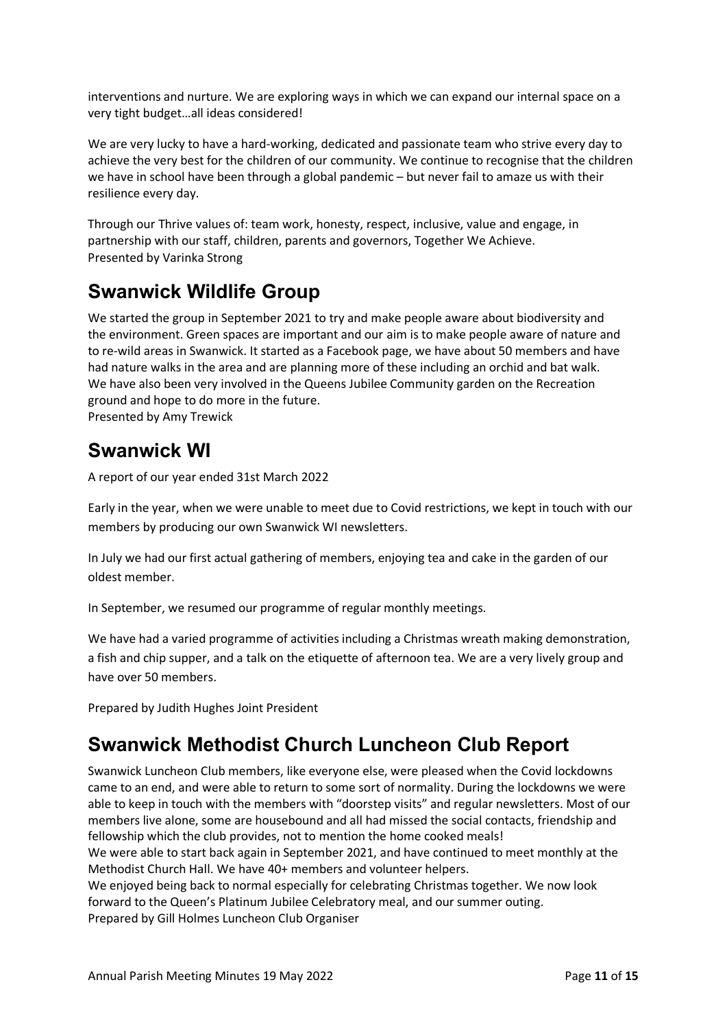interventions and nurture. We are exploring ways in which we can expand our internal space on a very tight budget…all ideas considered!

We are very lucky to have a hard-working, dedicated and passionate team who strive every day to achieve the very best for the children of our community. We continue to recognise that the children we have in school have been through a global pandemic – but never fail to amaze us with their resilience every day.

Through our Thrive values of: team work, honesty, respect, inclusive, value and engage, in partnership with our staff, children, parents and governors, Together We Achieve.
Presented by Varinka Strong

## Swanwick Wildlife Group

We started the group in September 2021 to try and make people aware about biodiversity and the environment. Green spaces are important and our aim is to make people aware of nature and to re-wild areas in Swanwick. It started as a Facebook page, we have about 50 members and have had nature walks in the area and are planning more of these including an orchid and bat walk. We have also been very involved in the Queens Jubilee Community garden on the Recreation ground and hope to do more in the future.
Presented by Amy Trewick

## Swanwick WI

A report of our year ended 31st March 2022

Early in the year, when we were unable to meet due to Covid restrictions, we kept in touch with our members by producing our own Swanwick WI newsletters.

In July we had our first actual gathering of members, enjoying tea and cake in the garden of our oldest member.

In September, we resumed our programme of regular monthly meetings.

We have had a varied programme of activities including a Christmas wreath making demonstration, a fish and chip supper, and a talk on the etiquette of afternoon tea. We are a very lively group and have over 50 members.

Prepared by Judith Hughes Joint President

## Swanwick Methodist Church Luncheon Club Report

Swanwick Luncheon Club members, like everyone else, were pleased when the Covid lockdowns came to an end, and were able to return to some sort of normality. During the lockdowns we were able to keep in touch with the members with "doorstep visits" and regular newsletters. Most of our members live alone, some are housebound and all had missed the social contacts, friendship and fellowship which the club provides, not to mention the home cooked meals!
We were able to start back again in September 2021, and have continued to meet monthly at the Methodist Church Hall. We have 40+ members and volunteer helpers.
We enjoyed being back to normal especially for celebrating Christmas together. We now look forward to the Queen's Platinum Jubilee Celebratory meal, and our summer outing.
Prepared by Gill Holmes Luncheon Club Organiser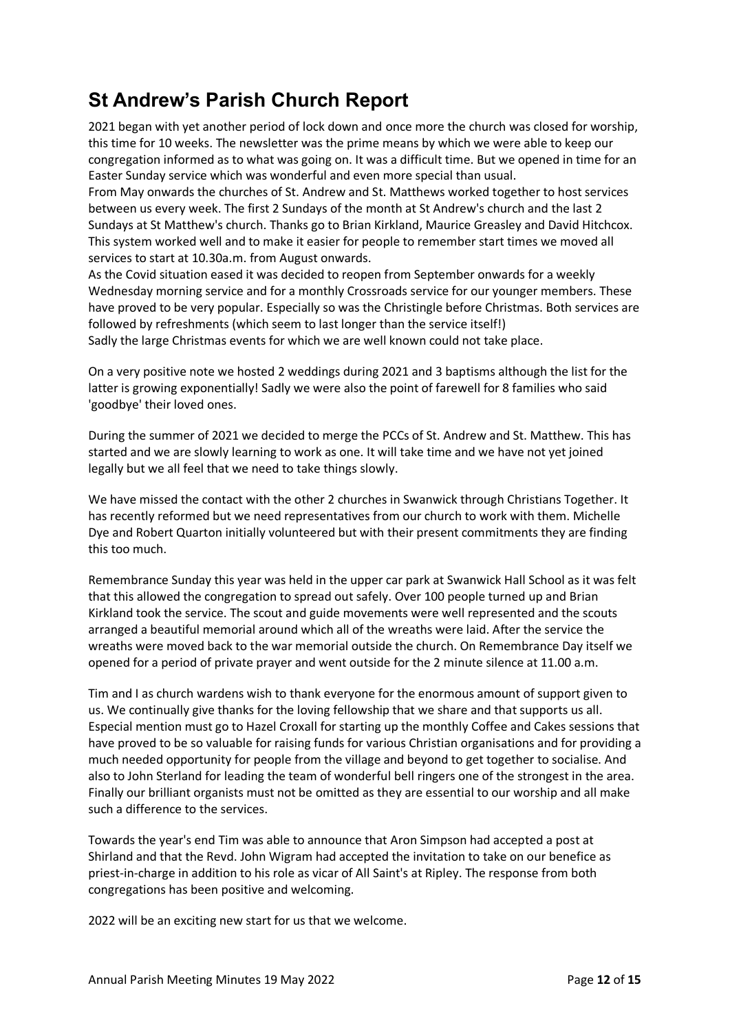# St Andrew's Parish Church Report

2021 began with yet another period of lock down and once more the church was closed for worship, this time for 10 weeks. The newsletter was the prime means by which we were able to keep our congregation informed as to what was going on. It was a difficult time. But we opened in time for an Easter Sunday service which was wonderful and even more special than usual.
From May onwards the churches of St. Andrew and St. Matthews worked together to host services between us every week. The first 2 Sundays of the month at St Andrew's church and the last 2 Sundays at St Matthew's church. Thanks go to Brian Kirkland, Maurice Greasley and David Hitchcox. This system worked well and to make it easier for people to remember start times we moved all services to start at 10.30a.m. from August onwards.
As the Covid situation eased it was decided to reopen from September onwards for a weekly Wednesday morning service and for a monthly Crossroads service for our younger members. These have proved to be very popular. Especially so was the Christingle before Christmas. Both services are followed by refreshments (which seem to last longer than the service itself!)
Sadly the large Christmas events for which we are well known could not take place.

On a very positive note we hosted 2 weddings during 2021 and 3 baptisms although the list for the latter is growing exponentially! Sadly we were also the point of farewell for 8 families who said 'goodbye' their loved ones.

During the summer of 2021 we decided to merge the PCCs of St. Andrew and St. Matthew. This has started and we are slowly learning to work as one. It will take time and we have not yet joined legally but we all feel that we need to take things slowly.

We have missed the contact with the other 2 churches in Swanwick through Christians Together. It has recently reformed but we need representatives from our church to work with them. Michelle Dye and Robert Quarton initially volunteered but with their present commitments they are finding this too much.

Remembrance Sunday this year was held in the upper car park at Swanwick Hall School as it was felt that this allowed the congregation to spread out safely. Over 100 people turned up and Brian Kirkland took the service. The scout and guide movements were well represented and the scouts arranged a beautiful memorial around which all of the wreaths were laid. After the service the wreaths were moved back to the war memorial outside the church. On Remembrance Day itself we opened for a period of private prayer and went outside for the 2 minute silence at 11.00 a.m.

Tim and I as church wardens wish to thank everyone for the enormous amount of support given to us. We continually give thanks for the loving fellowship that we share and that supports us all. Especial mention must go to Hazel Croxall for starting up the monthly Coffee and Cakes sessions that have proved to be so valuable for raising funds for various Christian organisations and for providing a much needed opportunity for people from the village and beyond to get together to socialise. And also to John Sterland for leading the team of wonderful bell ringers one of the strongest in the area. Finally our brilliant organists must not be omitted as they are essential to our worship and all make such a difference to the services.

Towards the year's end Tim was able to announce that Aron Simpson had accepted a post at Shirland and that the Revd. John Wigram had accepted the invitation to take on our benefice as priest-in-charge in addition to his role as vicar of All Saint's at Ripley. The response from both congregations has been positive and welcoming.

2022 will be an exciting new start for us that we welcome.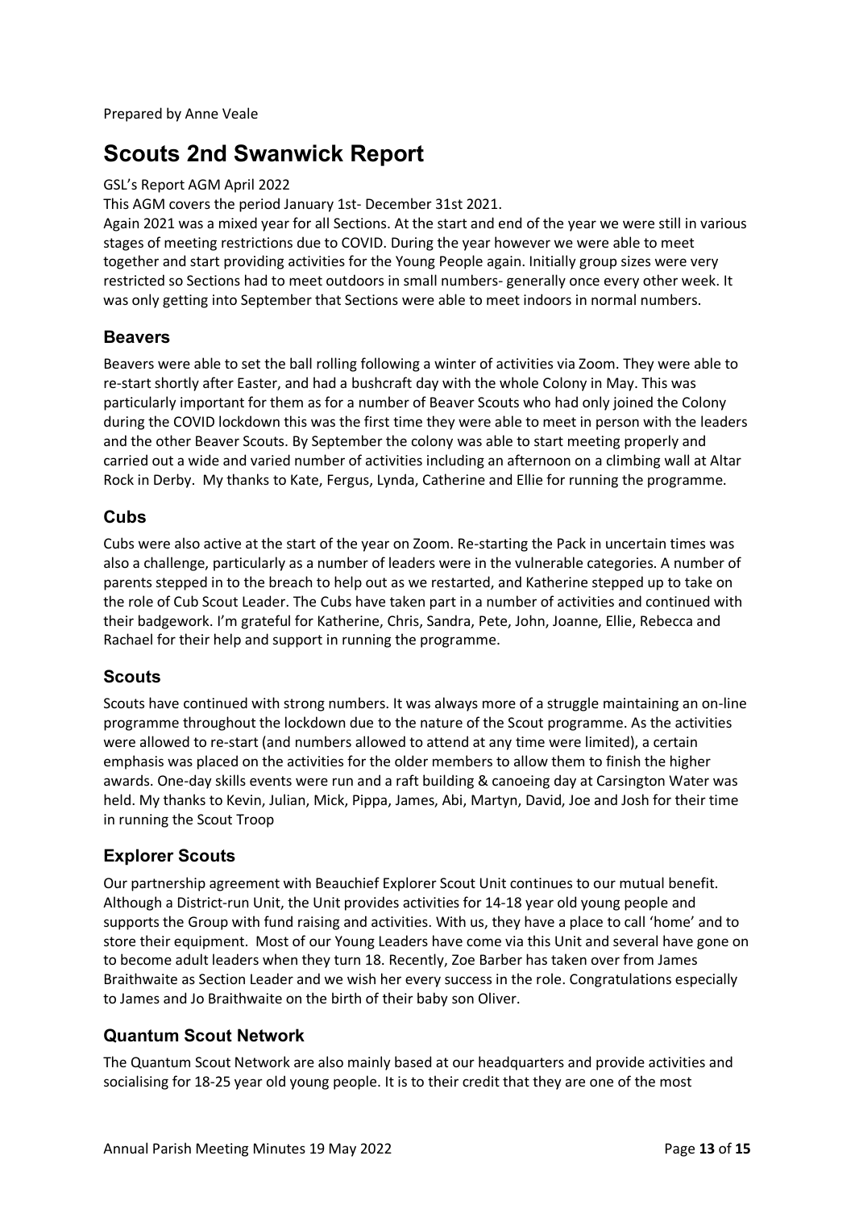Prepared by Anne Veale

# Scouts 2nd Swanwick Report

GSL's Report AGM April 2022

This AGM covers the period January 1st- December 31st 2021.

Again 2021 was a mixed year for all Sections. At the start and end of the year we were still in various stages of meeting restrictions due to COVID. During the year however we were able to meet together and start providing activities for the Young People again. Initially group sizes were very restricted so Sections had to meet outdoors in small numbers- generally once every other week. It was only getting into September that Sections were able to meet indoors in normal numbers.

## Beavers

Beavers were able to set the ball rolling following a winter of activities via Zoom. They were able to re-start shortly after Easter, and had a bushcraft day with the whole Colony in May. This was particularly important for them as for a number of Beaver Scouts who had only joined the Colony during the COVID lockdown this was the first time they were able to meet in person with the leaders and the other Beaver Scouts. By September the colony was able to start meeting properly and carried out a wide and varied number of activities including an afternoon on a climbing wall at Altar Rock in Derby. My thanks to Kate, Fergus, Lynda, Catherine and Ellie for running the programme.

## Cubs

Cubs were also active at the start of the year on Zoom. Re-starting the Pack in uncertain times was also a challenge, particularly as a number of leaders were in the vulnerable categories. A number of parents stepped in to the breach to help out as we restarted, and Katherine stepped up to take on the role of Cub Scout Leader. The Cubs have taken part in a number of activities and continued with their badgework. I'm grateful for Katherine, Chris, Sandra, Pete, John, Joanne, Ellie, Rebecca and Rachael for their help and support in running the programme.

## Scouts

Scouts have continued with strong numbers. It was always more of a struggle maintaining an on-line programme throughout the lockdown due to the nature of the Scout programme. As the activities were allowed to re-start (and numbers allowed to attend at any time were limited), a certain emphasis was placed on the activities for the older members to allow them to finish the higher awards. One-day skills events were run and a raft building & canoeing day at Carsington Water was held. My thanks to Kevin, Julian, Mick, Pippa, James, Abi, Martyn, David, Joe and Josh for their time in running the Scout Troop

## Explorer Scouts

Our partnership agreement with Beauchief Explorer Scout Unit continues to our mutual benefit. Although a District-run Unit, the Unit provides activities for 14-18 year old young people and supports the Group with fund raising and activities. With us, they have a place to call 'home' and to store their equipment. Most of our Young Leaders have come via this Unit and several have gone on to become adult leaders when they turn 18. Recently, Zoe Barber has taken over from James Braithwaite as Section Leader and we wish her every success in the role. Congratulations especially to James and Jo Braithwaite on the birth of their baby son Oliver.

## Quantum Scout Network

The Quantum Scout Network are also mainly based at our headquarters and provide activities and socialising for 18-25 year old young people. It is to their credit that they are one of the most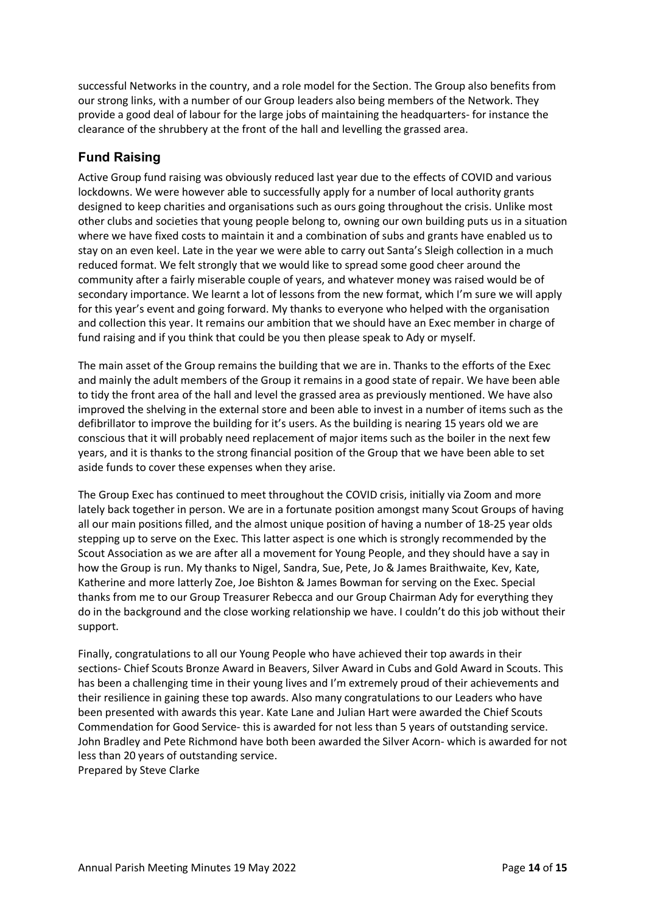successful Networks in the country, and a role model for the Section. The Group also benefits from our strong links, with a number of our Group leaders also being members of the Network. They provide a good deal of labour for the large jobs of maintaining the headquarters- for instance the clearance of the shrubbery at the front of the hall and levelling the grassed area.

## Fund Raising

Active Group fund raising was obviously reduced last year due to the effects of COVID and various lockdowns. We were however able to successfully apply for a number of local authority grants designed to keep charities and organisations such as ours going throughout the crisis. Unlike most other clubs and societies that young people belong to, owning our own building puts us in a situation where we have fixed costs to maintain it and a combination of subs and grants have enabled us to stay on an even keel. Late in the year we were able to carry out Santa's Sleigh collection in a much reduced format. We felt strongly that we would like to spread some good cheer around the community after a fairly miserable couple of years, and whatever money was raised would be of secondary importance. We learnt a lot of lessons from the new format, which I'm sure we will apply for this year's event and going forward. My thanks to everyone who helped with the organisation and collection this year. It remains our ambition that we should have an Exec member in charge of fund raising and if you think that could be you then please speak to Ady or myself.

The main asset of the Group remains the building that we are in. Thanks to the efforts of the Exec and mainly the adult members of the Group it remains in a good state of repair. We have been able to tidy the front area of the hall and level the grassed area as previously mentioned. We have also improved the shelving in the external store and been able to invest in a number of items such as the defibrillator to improve the building for it's users. As the building is nearing 15 years old we are conscious that it will probably need replacement of major items such as the boiler in the next few years, and it is thanks to the strong financial position of the Group that we have been able to set aside funds to cover these expenses when they arise.

The Group Exec has continued to meet throughout the COVID crisis, initially via Zoom and more lately back together in person. We are in a fortunate position amongst many Scout Groups of having all our main positions filled, and the almost unique position of having a number of 18-25 year olds stepping up to serve on the Exec. This latter aspect is one which is strongly recommended by the Scout Association as we are after all a movement for Young People, and they should have a say in how the Group is run. My thanks to Nigel, Sandra, Sue, Pete, Jo & James Braithwaite, Kev, Kate, Katherine and more latterly Zoe, Joe Bishton & James Bowman for serving on the Exec. Special thanks from me to our Group Treasurer Rebecca and our Group Chairman Ady for everything they do in the background and the close working relationship we have. I couldn't do this job without their support.

Finally, congratulations to all our Young People who have achieved their top awards in their sections- Chief Scouts Bronze Award in Beavers, Silver Award in Cubs and Gold Award in Scouts. This has been a challenging time in their young lives and I'm extremely proud of their achievements and their resilience in gaining these top awards. Also many congratulations to our Leaders who have been presented with awards this year. Kate Lane and Julian Hart were awarded the Chief Scouts Commendation for Good Service- this is awarded for not less than 5 years of outstanding service. John Bradley and Pete Richmond have both been awarded the Silver Acorn- which is awarded for not less than 20 years of outstanding service.

Prepared by Steve Clarke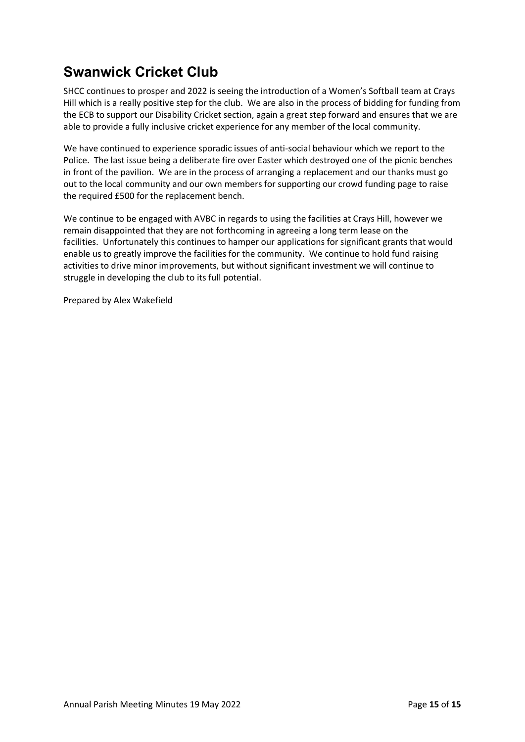## Swanwick Cricket Club

SHCC continues to prosper and 2022 is seeing the introduction of a Women's Softball team at Crays Hill which is a really positive step for the club. We are also in the process of bidding for funding from the ECB to support our Disability Cricket section, again a great step forward and ensures that we are able to provide a fully inclusive cricket experience for any member of the local community.

We have continued to experience sporadic issues of anti-social behaviour which we report to the Police. The last issue being a deliberate fire over Easter which destroyed one of the picnic benches in front of the pavilion. We are in the process of arranging a replacement and our thanks must go out to the local community and our own members for supporting our crowd funding page to raise the required £500 for the replacement bench.

We continue to be engaged with AVBC in regards to using the facilities at Crays Hill, however we remain disappointed that they are not forthcoming in agreeing a long term lease on the facilities. Unfortunately this continues to hamper our applications for significant grants that would enable us to greatly improve the facilities for the community. We continue to hold fund raising activities to drive minor improvements, but without significant investment we will continue to struggle in developing the club to its full potential.

Prepared by Alex Wakefield